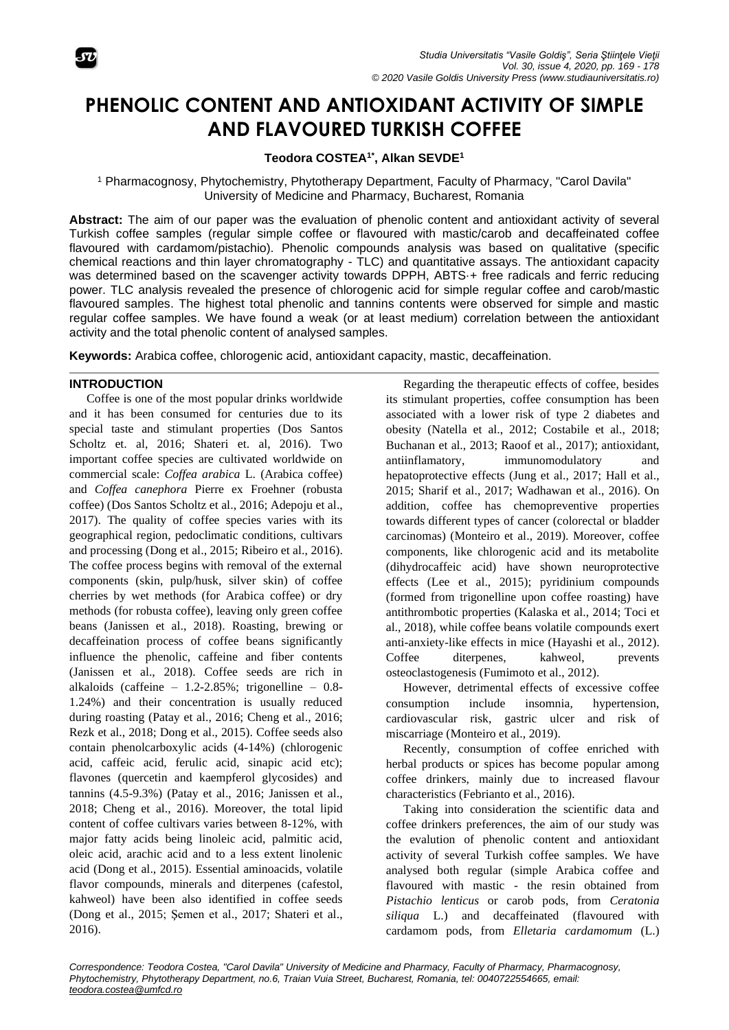# PHENOLIC CONTENT AND ANTIOXIDANT ACTIVITY OF SIMPLE AND FLAVOURED TURKISH COFFEE

**Teodora COSTEA[1*], Alkan SEVDE[1]**

[1] Pharmacognosy, Phytochemistry, Phytotherapy Department, Faculty of Pharmacy, "Carol Davila" University of Medicine and Pharmacy, Bucharest, Romania

**Abstract:** The aim of our paper was the evaluation of phenolic content and antioxidant activity of several Turkish coffee samples (regular simple coffee or flavoured with mastic/carob and decaffeinated coffee flavoured with cardamom/pistachio). Phenolic compounds analysis was based on qualitative (specific chemical reactions and thin layer chromatography - TLC) and quantitative assays. The antioxidant capacity was determined based on the scavenger activity towards DPPH, ABTS·+ free radicals and ferric reducing power. TLC analysis revealed the presence of chlorogenic acid for simple regular coffee and carob/mastic flavoured samples. The highest total phenolic and tannins contents were observed for simple and mastic regular coffee samples. We have found a weak (or at least medium) correlation between the antioxidant activity and the total phenolic content of analysed samples.

**Keywords:** Arabica coffee, chlorogenic acid, antioxidant capacity, mastic, decaffeination.

## INTRODUCTION

Coffee is one of the most popular drinks worldwide and it has been consumed for centuries due to its special taste and stimulant properties (Dos Santos Scholtz et. al, 2016; Shateri et. al, 2016). Two important coffee species are cultivated worldwide on commercial scale: *Coffea arabica* L. (Arabica coffee) and *Coffea canephora* Pierre ex Froehner (robusta coffee) (Dos Santos Scholtz et al., 2016; Adepoju et al., 2017). The quality of coffee species varies with its geographical region, pedoclimatic conditions, cultivars and processing (Dong et al., 2015; Ribeiro et al., 2016). The coffee process begins with removal of the external components (skin, pulp/husk, silver skin) of coffee cherries by wet methods (for Arabica coffee) or dry methods (for robusta coffee), leaving only green coffee beans (Janissen et al., 2018). Roasting, brewing or decaffeination process of coffee beans significantly influence the phenolic, caffeine and fiber contents (Janissen et al., 2018). Coffee seeds are rich in alkaloids (caffeine – 1.2-2.85%; trigonelline – 0.8-1.24%) and their concentration is usually reduced during roasting (Patay et al., 2016; Cheng et al., 2016; Rezk et al., 2018; Dong et al., 2015). Coffee seeds also contain phenolcarboxylic acids (4-14%) (chlorogenic acid, caffeic acid, ferulic acid, sinapic acid etc); flavones (quercetin and kaempferol glycosides) and tannins (4.5-9.3%) (Patay et al., 2016; Janissen et al., 2018; Cheng et al., 2016). Moreover, the total lipid content of coffee cultivars varies between 8-12%, with major fatty acids being linoleic acid, palmitic acid, oleic acid, arachic acid and to a less extent linolenic acid (Dong et al., 2015). Essential aminoacids, volatile flavor compounds, minerals and diterpenes (cafestol, kahweol) have been also identified in coffee seeds (Dong et al., 2015; Şemen et al., 2017; Shateri et al., 2016).

Regarding the therapeutic effects of coffee, besides its stimulant properties, coffee consumption has been associated with a lower risk of type 2 diabetes and obesity (Natella et al., 2012; Costabile et al., 2018; Buchanan et al., 2013; Raoof et al., 2017); antioxidant, antiinflamatory, immunomodulatory and hepatoprotective effects (Jung et al., 2017; Hall et al., 2015; Sharif et al., 2017; Wadhawan et al., 2016). On addition, coffee has chemopreventive properties towards different types of cancer (colorectal or bladder carcinomas) (Monteiro et al., 2019). Moreover, coffee components, like chlorogenic acid and its metabolite (dihydrocaffeic acid) have shown neuroprotective effects (Lee et al., 2015); pyridinium compounds (formed from trigonelline upon coffee roasting) have antithrombotic properties (Kalaska et al., 2014; Toci et al., 2018), while coffee beans volatile compounds exert anti-anxiety-like effects in mice (Hayashi et al., 2012). Coffee diterpenes, kahweol, prevents osteoclastogenesis (Fumimoto et al., 2012).

However, detrimental effects of excessive coffee consumption include insomnia, hypertension, cardiovascular risk, gastric ulcer and risk of miscarriage (Monteiro et al., 2019).

Recently, consumption of coffee enriched with herbal products or spices has become popular among coffee drinkers, mainly due to increased flavour characteristics (Febrianto et al., 2016).

Taking into consideration the scientific data and coffee drinkers preferences, the aim of our study was the evalution of phenolic content and antioxidant activity of several Turkish coffee samples. We have analysed both regular (simple Arabica coffee and flavoured with mastic - the resin obtained from *Pistachio lenticus* or carob pods, from *Ceratonia siliqua* L.) and decaffeinated (flavoured with cardamom pods, from *Elletaria cardamomum* (L.)

Correspondence: Teodora Costea, "Carol Davila" University of Medicine and Pharmacy, Faculty of Pharmacy, Pharmacognosy, Phytochemistry, Phytotherapy Department, no.6, Traian Vuia Street, Bucharest, Romania, tel: 0040722554665, email: teodora.costea@umfcd.ro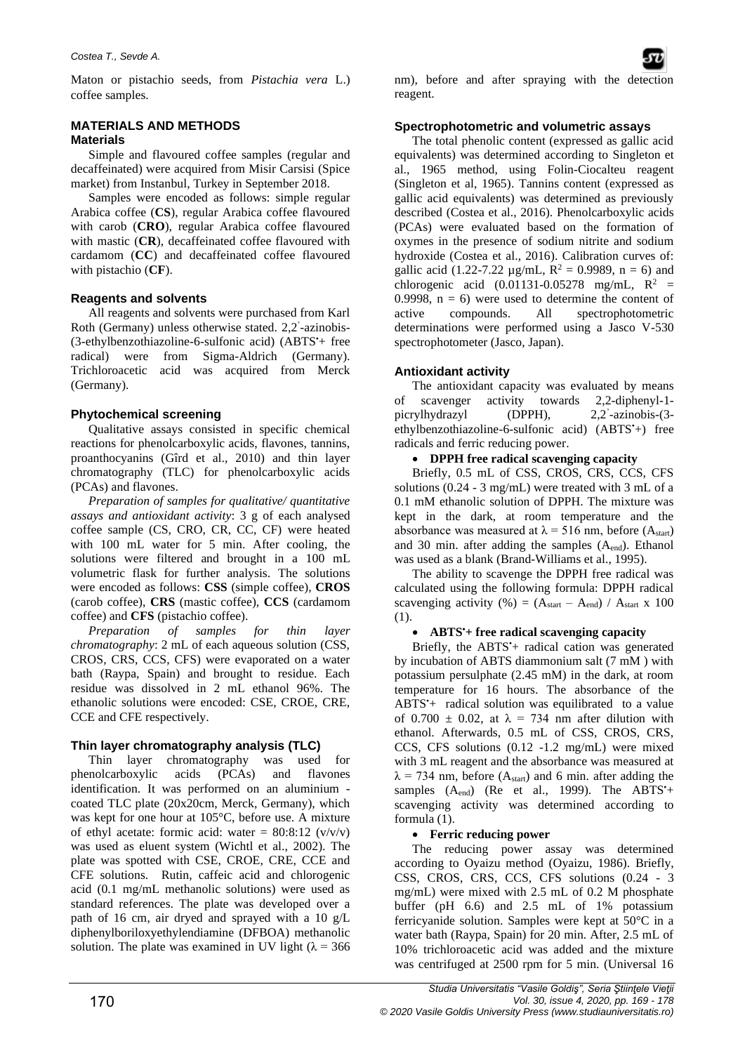Maton or pistachio seeds, from *Pistachia vera* L.) coffee samples.

## MATERIALS AND METHODS

### Materials

Simple and flavoured coffee samples (regular and decaffeinated) were acquired from Misir Carsisi (Spice market) from Instanbul, Turkey in September 2018.

Samples were encoded as follows: simple regular Arabica coffee (**CS**), regular Arabica coffee flavoured with carob (**CRO**), regular Arabica coffee flavoured with mastic (**CR**), decaffeinated coffee flavoured with cardamom (**CC**) and decaffeinated coffee flavoured with pistachio (**CF**).

### Reagents and solvents

All reagents and solvents were purchased from Karl Roth (Germany) unless otherwise stated. 2,2'-azinobis-(3-ethylbenzothiazoline-6-sulfonic acid) ($ABTS^{\bullet}+$ free radical) were from Sigma-Aldrich (Germany). Trichloroacetic acid was acquired from Merck (Germany).

### Phytochemical screening

Qualitative assays consisted in specific chemical reactions for phenolcarboxylic acids, flavones, tannins, proanthocyanins (Gîrd et al., 2010) and thin layer chromatography (TLC) for phenolcarboxylic acids (PCAs) and flavones.

*Preparation of samples for qualitative/ quantitative assays and antioxidant activity*: 3 g of each analysed coffee sample (CS, CRO, CR, CC, CF) were heated with 100 mL water for 5 min. After cooling, the solutions were filtered and brought in a 100 mL volumetric flask for further analysis. The solutions were encoded as follows: **CSS** (simple coffee), **CROS** (carob coffee), **CRS** (mastic coffee), **CCS** (cardamom coffee) and **CFS** (pistachio coffee).

*Preparation of samples for thin layer chromatography*: 2 mL of each aqueous solution (CSS, CROS, CRS, CCS, CFS) were evaporated on a water bath (Raypa, Spain) and brought to residue. Each residue was dissolved in 2 mL ethanol 96%. The ethanolic solutions were encoded: CSE, CROE, CRE, CCE and CFE respectively.

### Thin layer chromatography analysis (TLC)

Thin layer chromatography was used for phenolcarboxylic acids (PCAs) and flavones identification. It was performed on an aluminium - coated TLC plate (20x20cm, Merck, Germany), which was kept for one hour at 105°C, before use. A mixture of ethyl acetate: formic acid: water = 80:8:12 (v/v/v) was used as eluent system (Wichtl et al., 2002). The plate was spotted with CSE, CROE, CRE, CCE and CFE solutions. Rutin, caffeic acid and chlorogenic acid (0.1 mg/mL methanolic solutions) were used as standard references. The plate was developed over a path of 16 cm, air dryed and sprayed with a 10 g/L diphenylboriloxyethylendiamine (DFBOA) methanolic solution. The plate was examined in UV light ($\lambda$ = 366 nm), before and after spraying with the detection reagent.

### Spectrophotometric and volumetric assays

The total phenolic content (expressed as gallic acid equivalents) was determined according to Singleton et al., 1965 method, using Folin-Ciocalteu reagent (Singleton et al, 1965). Tannins content (expressed as gallic acid equivalents) was determined as previously described (Costea et al., 2016). Phenolcarboxylic acids (PCAs) were evaluated based on the formation of oxymes in the presence of sodium nitrite and sodium hydroxide (Costea et al., 2016). Calibration curves of: gallic acid (1.22-7.22 µg/mL, $R^2$ = 0.9989, n = 6) and chlorogenic acid (0.01131-0.05278 mg/mL, $R^2$ = 0.9998, n = 6) were used to determine the content of active compounds. All spectrophotometric determinations were performed using a Jasco V-530 spectrophotometer (Jasco, Japan).

### Antioxidant activity

The antioxidant capacity was evaluated by means of scavenger activity towards 2,2-diphenyl-1-picrylhydrazyl (DPPH), 2,2'-azinobis-(3-ethylbenzothiazoline-6-sulfonic acid) ($ABTS^{\bullet}+$) free radicals and ferric reducing power.

- **DPPH free radical scavenging capacity**

Briefly, 0.5 mL of CSS, CROS, CRS, CCS, CFS solutions (0.24 - 3 mg/mL) were treated with 3 mL of a 0.1 mM ethanolic solution of DPPH. The mixture was kept in the dark, at room temperature and the absorbance was measured at $\lambda$ = 516 nm, before ($A_{start}$) and 30 min. after adding the samples ($A_{end}$). Ethanol was used as a blank (Brand-Williams et al., 1995).

The ability to scavenge the DPPH free radical was calculated using the following formula: DPPH radical scavenging activity (%) = $(A_{start} - A_{end}) / A_{start} \times 100$ (1).

- **$ABTS^{\bullet}+$ free radical scavenging capacity**

Briefly, the $ABTS^{\bullet}+$ radical cation was generated by incubation of ABTS diammonium salt (7 mM ) with potassium persulphate (2.45 mM) in the dark, at room temperature for 16 hours. The absorbance of the $ABTS^{\bullet}+$ radical solution was equilibrated to a value of 0.700 ± 0.02, at $\lambda$ = 734 nm after dilution with ethanol. Afterwards, 0.5 mL of CSS, CROS, CRS, CCS, CFS solutions (0.12 -1.2 mg/mL) were mixed with 3 mL reagent and the absorbance was measured at $\lambda$ = 734 nm, before ($A_{start}$) and 6 min. after adding the samples ($A_{end}$) (Re et al., 1999). The $ABTS^{\bullet}+$ scavenging activity was determined according to formula (1).

- **Ferric reducing power**

The reducing power assay was determined according to Oyaizu method (Oyaizu, 1986). Briefly, CSS, CROS, CRS, CCS, CFS solutions (0.24 - 3 mg/mL) were mixed with 2.5 mL of 0.2 M phosphate buffer (pH 6.6) and 2.5 mL of 1% potassium ferricyanide solution. Samples were kept at 50°C in a water bath (Raypa, Spain) for 20 min. After, 2.5 mL of 10% trichloroacetic acid was added and the mixture was centrifuged at 2500 rpm for 5 min. (Universal 16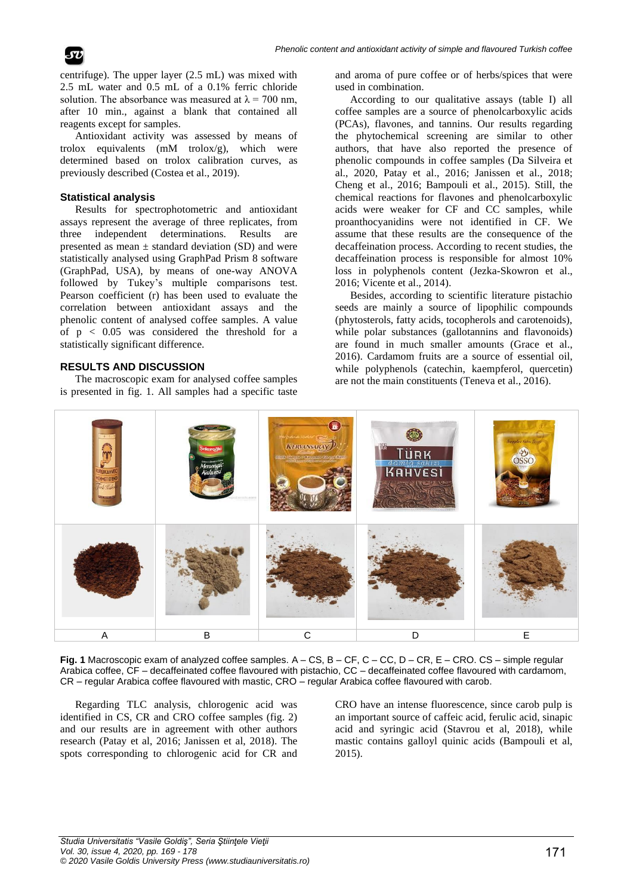centrifuge). The upper layer (2.5 mL) was mixed with 2.5 mL water and 0.5 mL of a 0.1% ferric chloride solution. The absorbance was measured at $\lambda = 700$ nm, after 10 min., against a blank that contained all reagents except for samples.

Antioxidant activity was assessed by means of trolox equivalents (mM trolox/g), which were determined based on trolox calibration curves, as previously described (Costea et al., 2019).

### Statistical analysis

Results for spectrophotometric and antioxidant assays represent the average of three replicates, from three independent determinations. Results are presented as mean ± standard deviation (SD) and were statistically analysed using GraphPad Prism 8 software (GraphPad, USA), by means of one-way ANOVA followed by Tukey's multiple comparisons test. Pearson coefficient (r) has been used to evaluate the correlation between antioxidant assays and the phenolic content of analysed coffee samples. A value of $p < 0.05$ was considered the threshold for a statistically significant difference.

## RESULTS AND DISCUSSION

The macroscopic exam for analysed coffee samples is presented in fig. 1. All samples had a specific taste and aroma of pure coffee or of herbs/spices that were used in combination.

According to our qualitative assays (table I) all coffee samples are a source of phenolcarboxylic acids (PCAs), flavones, and tannins. Our results regarding the phytochemical screening are similar to other authors, that have also reported the presence of phenolic compounds in coffee samples (Da Silveira et al., 2020, Patay et al., 2016; Janissen et al., 2018; Cheng et al., 2016; Bampouli et al., 2015). Still, the chemical reactions for flavones and phenolcarboxylic acids were weaker for CF and CC samples, while proanthocyanidins were not identified in CF. We assume that these results are the consequence of the decaffeination process. According to recent studies, the decaffeination process is responsible for almost 10% loss in polyphenols content (Jezka-Skowron et al., 2016; Vicente et al., 2014).

Besides, according to scientific literature pistachio seeds are mainly a source of lipophilic compounds (phytosterols, fatty acids, tocopherols and carotenoids), while polar substances (gallotannins and flavonoids) are found in much smaller amounts (Grace et al., 2016). Cardamom fruits are a source of essential oil, while polyphenols (catechin, kaempferol, quercetin) are not the main constituents (Teneva et al., 2016).

**Fig. 1** Macroscopic exam of analyzed coffee samples. A – CS, B – CF, C – CC, D – CR, E – CRO. CS – simple regular Arabica coffee, CF – decaffeinated coffee flavoured with pistachio, CC – decaffeinated coffee flavoured with cardamom, CR – regular Arabica coffee flavoured with mastic, CRO – regular Arabica coffee flavoured with carob.

Regarding TLC analysis, chlorogenic acid was identified in CS, CR and CRO coffee samples (fig. 2) and our results are in agreement with other authors research (Patay et al, 2016; Janissen et al, 2018). The spots corresponding to chlorogenic acid for CR and CRO have an intense fluorescence, since carob pulp is an important source of caffeic acid, ferulic acid, sinapic acid and syringic acid (Stavrou et al, 2018), while mastic contains galloyl quinic acids (Bampouli et al, 2015).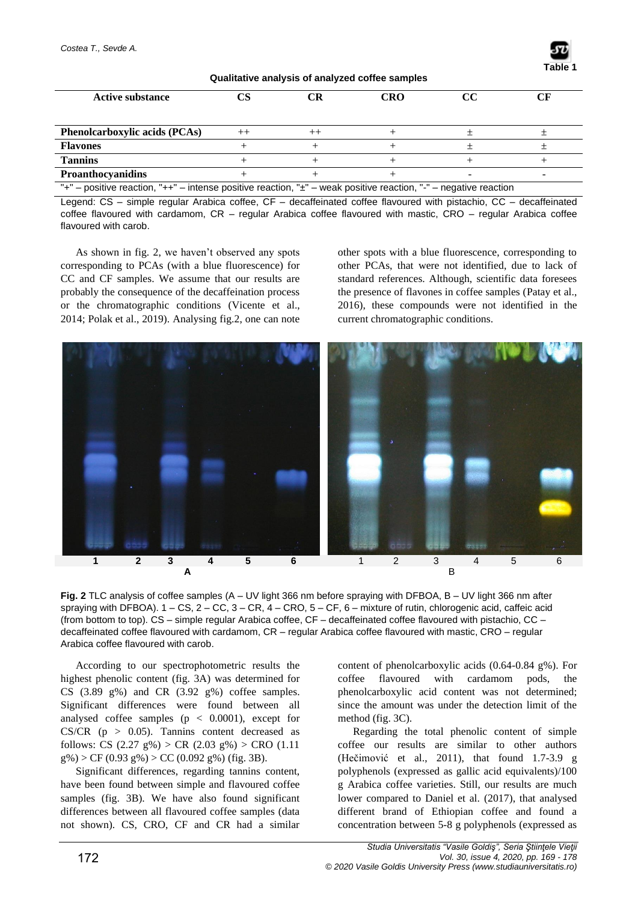**Table 1**

**Qualitative analysis of analyzed coffee samples**

| Active substance | CS | CR | CRO | CC | CF |
|---|---|---|---|---|---|
| **Phenolcarboxylic acids (PCAs)** | ++ | ++ | + | ± | ± |
| **Flavones** | + | + | + | ± | ± |
| **Tannins** | + | + | + | + | + |
| **Proanthocyanidins** | + | + | + | - | - |

"+" – positive reaction, "++" – intense positive reaction, "±" – weak positive reaction, "-" – negative reaction

Legend: CS – simple regular Arabica coffee, CF – decaffeinated coffee flavoured with pistachio, CC – decaffeinated coffee flavoured with cardamom, CR – regular Arabica coffee flavoured with mastic, CRO – regular Arabica coffee flavoured with carob.

As shown in fig. 2, we haven't observed any spots corresponding to PCAs (with a blue fluorescence) for CC and CF samples. We assume that our results are probably the consequence of the decaffeination process or the chromatographic conditions (Vicente et al., 2014; Polak et al., 2019). Analysing fig.2, one can note other spots with a blue fluorescence, corresponding to other PCAs, that were not identified, due to lack of standard references. Although, scientific data foresees the presence of flavones in coffee samples (Patay et al., 2016), these compounds were not identified in the current chromatographic conditions.

**Fig. 2** TLC analysis of coffee samples (A – UV light 366 nm before spraying with DFBOA, B – UV light 366 nm after spraying with DFBOA). 1 – CS, 2 – CC, 3 – CR, 4 – CRO, 5 – CF, 6 – mixture of rutin, chlorogenic acid, caffeic acid (from bottom to top). CS – simple regular Arabica coffee, CF – decaffeinated coffee flavoured with pistachio, CC – decaffeinated coffee flavoured with cardamom, CR – regular Arabica coffee flavoured with mastic, CRO – regular Arabica coffee flavoured with carob.

According to our spectrophotometric results the highest phenolic content (fig. 3A) was determined for CS (3.89 g%) and CR (3.92 g%) coffee samples. Significant differences were found between all analysed coffee samples ($p < 0.0001$), except for CS/CR ($p > 0.05$). Tannins content decreased as follows: CS (2.27 g%) > CR (2.03 g%) > CRO (1.11 g%) > CF (0.93 g%) > CC (0.092 g%) (fig. 3B).

Significant differences, regarding tannins content, have been found between simple and flavoured coffee samples (fig. 3B). We have also found significant differences between all flavoured coffee samples (data not shown). CS, CRO, CF and CR had a similar content of phenolcarboxylic acids (0.64-0.84 g%). For coffee flavoured with cardamom pods, the phenolcarboxylic acid content was not determined; since the amount was under the detection limit of the method (fig. 3C).

Regarding the total phenolic content of simple coffee our results are similar to other authors (Hečimović et al., 2011), that found 1.7-3.9 g polyphenols (expressed as gallic acid equivalents)/100 g Arabica coffee varieties. Still, our results are much lower compared to Daniel et al. (2017), that analysed different brand of Ethiopian coffee and found a concentration between 5-8 g polyphenols (expressed as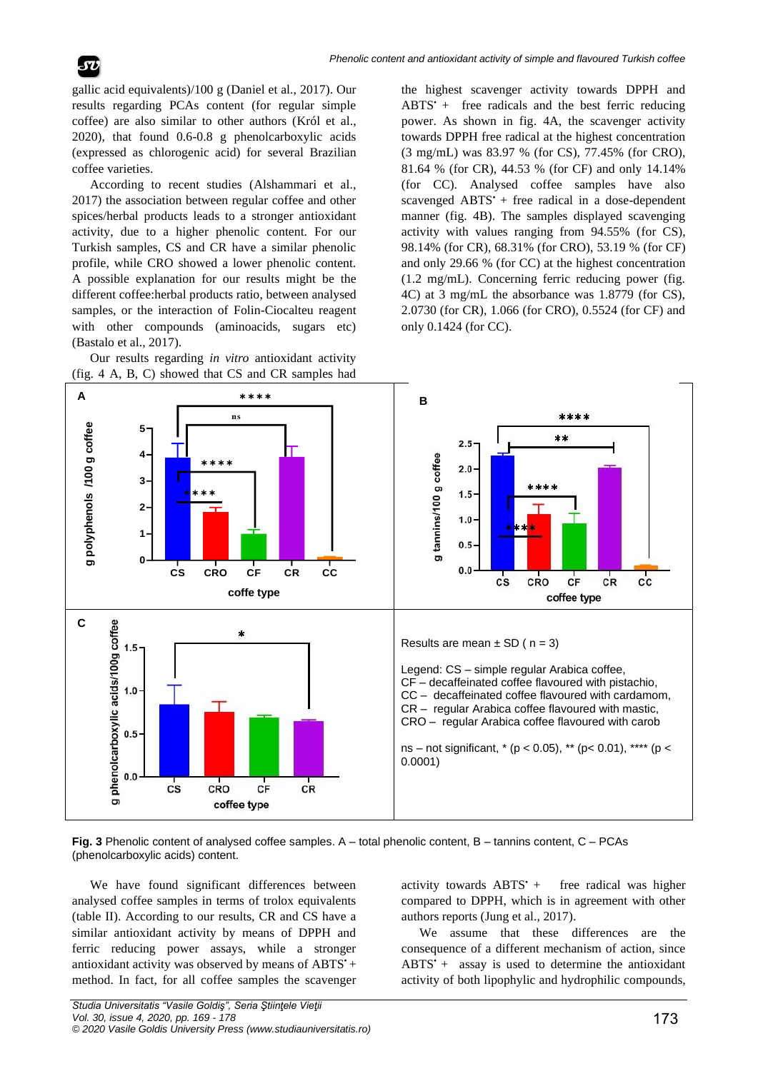gallic acid equivalents)/100 g (Daniel et al., 2017). Our results regarding PCAs content (for regular simple coffee) are also similar to other authors (Król et al., 2020), that found 0.6-0.8 g phenolcarboxylic acids (expressed as chlorogenic acid) for several Brazilian coffee varieties.

According to recent studies (Alshammari et al., 2017) the association between regular coffee and other spices/herbal products leads to a stronger antioxidant activity, due to a higher phenolic content. For our Turkish samples, CS and CR have a similar phenolic profile, while CRO showed a lower phenolic content. A possible explanation for our results might be the different coffee:herbal products ratio, between analysed samples, or the interaction of Folin-Ciocalteu reagent with other compounds (aminoacids, sugars etc) (Bastalo et al., 2017).

Our results regarding *in vitro* antioxidant activity (fig. 4 A, B, C) showed that CS and CR samples had the highest scavenger activity towards DPPH and ABTS˙ + free radicals and the best ferric reducing power. As shown in fig. 4A, the scavenger activity towards DPPH free radical at the highest concentration (3 mg/mL) was 83.97 % (for CS), 77.45% (for CRO), 81.64 % (for CR), 44.53 % (for CF) and only 14.14% (for CC). Analysed coffee samples have also scavenged ABTS˙ + free radical in a dose-dependent manner (fig. 4B). The samples displayed scavenging activity with values ranging from 94.55% (for CS), 98.14% (for CR), 68.31% (for CRO), 53.19 % (for CF) and only 29.66 % (for CC) at the highest concentration (1.2 mg/mL). Concerning ferric reducing power (fig. 4C) at 3 mg/mL the absorbance was 1.8779 (for CS), 2.0730 (for CR), 1.066 (for CRO), 0.5524 (for CF) and only 0.1424 (for CC).

Results are mean ± SD ( n = 3)

Legend: CS – simple regular Arabica coffee,
CF – decaffeinated coffee flavoured with pistachio,
CC – decaffeinated coffee flavoured with cardamom,
CR – regular Arabica coffee flavoured with mastic,
CRO – regular Arabica coffee flavoured with carob

ns – not significant, * ($p < 0.05$), ** ($p < 0.01$), **** ($p < 0.0001$)

**Fig. 3** Phenolic content of analysed coffee samples. A – total phenolic content, B – tannins content, C – PCAs (phenolcarboxylic acids) content.

We have found significant differences between analysed coffee samples in terms of trolox equivalents (table II). According to our results, CR and CS have a similar antioxidant activity by means of DPPH and ferric reducing power assays, while a stronger antioxidant activity was observed by means of ABTS˙+ method. In fact, for all coffee samples the scavenger activity towards ABTS˙ + free radical was higher compared to DPPH, which is in agreement with other authors reports (Jung et al., 2017).

We assume that these differences are the consequence of a different mechanism of action, since ABTS˙ + assay is used to determine the antioxidant activity of both lipophylic and hydrophilic compounds,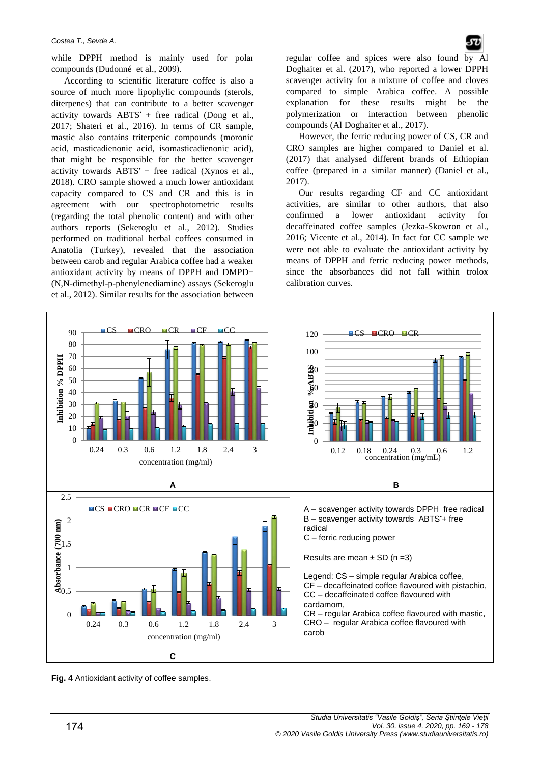while DPPH method is mainly used for polar compounds (Dudonné et al., 2009).

According to scientific literature coffee is also a source of much more lipophylic compounds (sterols, diterpenes) that can contribute to a better scavenger activity towards ABTS$^{\bullet}$ + free radical (Dong et al., 2017; Shateri et al., 2016). In terms of CR sample, mastic also contains triterpenic compounds (moronic acid, masticadienonic acid, isomasticadienonic acid), that might be responsible for the better scavenger activity towards ABTS$^{\bullet}$ + free radical (Xynos et al., 2018). CRO sample showed a much lower antioxidant capacity compared to CS and CR and this is in agreement with our spectrophotometric results (regarding the total phenolic content) and with other authors reports (Sekeroglu et al., 2012). Studies performed on traditional herbal coffees consumed in Anatolia (Turkey), revealed that the association between carob and regular Arabica coffee had a weaker antioxidant activity by means of DPPH and DMPD+ (N,N-dimethyl-p-phenylenediamine) assays (Sekeroglu et al., 2012). Similar results for the association between regular coffee and spices were also found by Al Doghaiter et al. (2017), who reported a lower DPPH scavenger activity for a mixture of coffee and cloves compared to simple Arabica coffee. A possible explanation for these results might be the polymerization or interaction between phenolic compounds (Al Doghaiter et al., 2017).

However, the ferric reducing power of CS, CR and CRO samples are higher compared to Daniel et al. (2017) that analysed different brands of Ethiopian coffee (prepared in a similar manner) (Daniel et al., 2017).

Our results regarding CF and CC antioxidant activities, are similar to other authors, that also confirmed a lower antioxidant activity for decaffeinated coffee samples (Jezka-Skowron et al., 2016; Vicente et al., 2014). In fact for CC sample we were not able to evaluate the antioxidant activity by means of DPPH and ferric reducing power methods, since the absorbances did not fall within trolox calibration curves.

A – scavenger activity towards DPPH free radical
B – scavenger activity towards ABTS$^{\bullet}$+ free radical
C – ferric reducing power

Results are mean ± SD (n =3)

Legend: CS – simple regular Arabica coffee,
CF – decaffeinated coffee flavoured with pistachio,
CC – decaffeinated coffee flavoured with cardamom,
CR – regular Arabica coffee flavoured with mastic,
CRO – regular Arabica coffee flavoured with carob

**Fig. 4** Antioxidant activity of coffee samples.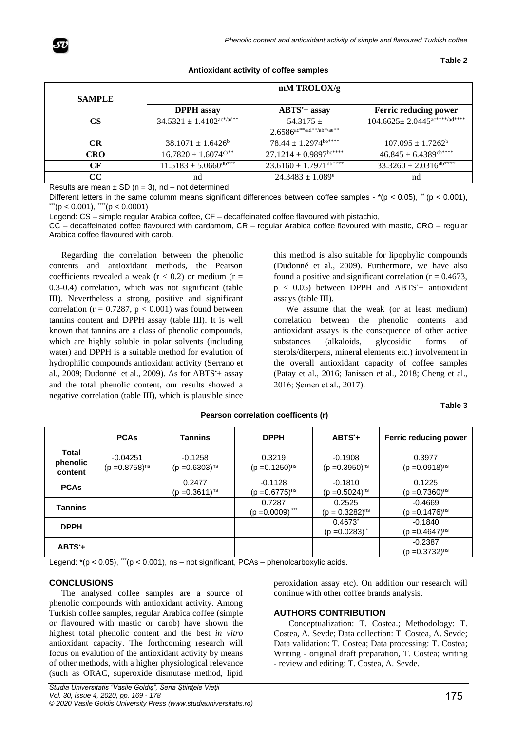**Table 2**

**Antioxidant activity of coffee samples**

| SAMPLE | mM TROLOX/g | | |
|---|---|---|---|
| | **DPPH assay** | **ABTS•+ assay** | **Ferric reducing power** |
| **CS** | $34.5321 \pm 1.4102^{ac*/ad**}$ | $54.3175 \pm 2.6586^{ac**/ad**/ab*/ae**}$ | $104.6625 \pm 2.0445^{ac****/ad****}$ |
| **CR** | $38.1071 \pm 1.6426^{b}$ | $78.44 \pm 1.2974^{be****}$ | $107.095 \pm 1.7262^{b}$ |
| **CRO** | $16.7820 \pm 1.6074^{cb**}$ | $27.1214 \pm 0.9897^{bc****}$ | $46.845 \pm 6.4389^{cb****}$ |
| **CF** | $11.5183 \pm 5.0660^{db***}$ | $23.6160 \pm 1.7971^{db****}$ | $33.3260 \pm 2.0316^{db****}$ |
| **CC** | nd | $24.3483 \pm 1.089^{e}$ | nd |

Results are mean ± SD (n = 3), nd – not determined

Different letters in the same columm means significant differences between coffee samples - *($p < 0.05$), ** ($p < 0.001$), ***($p < 0.001$), ****($p < 0.0001$)

Legend: CS – simple regular Arabica coffee, CF – decaffeinated coffee flavoured with pistachio, CC – decaffeinated coffee flavoured with cardamom, CR – regular Arabica coffee flavoured with mastic, CRO – regular Arabica coffee flavoured with carob.

Regarding the correlation between the phenolic contents and antioxidant methods, the Pearson coefficients revealed a weak ($r < 0.2$) or medium ($r$ = 0.3-0.4) correlation, which was not significant (table III). Nevertheless a strong, positive and significant correlation ($r = 0.7287$, $p < 0.001$) was found between tannins content and DPPH assay (table III). It is well known that tannins are a class of phenolic compounds, which are highly soluble in polar solvents (including water) and DPPH is a suitable method for evalution of hydrophilic compounds antioxidant activity (Serrano et al., 2009; Dudonné et al., 2009). As for ABTS•+ assay and the total phenolic content, our results showed a negative correlation (table III), which is plausible since this method is also suitable for lipophylic compounds (Dudonné et al., 2009). Furthermore, we have also found a positive and significant correlation ($r = 0.4673$, $p < 0.05$) between DPPH and ABTS•+ antioxidant assays (table III).

We assume that the weak (or at least medium) correlation between the phenolic contents and antioxidant assays is the consequence of other active substances (alkaloids, glycosidic forms of sterols/diterpens, mineral elements etc.) involvement in the overall antioxidant capacity of coffee samples (Patay et al., 2016; Janissen et al., 2018; Cheng et al., 2016; Şemen et al., 2017).

**Table 3**

**Pearson correlation coefficents (r)**

| | **PCAs** | **Tannins** | **DPPH** | **ABTS•+** | **Ferric reducing power** |
|---|---|---|---|---|---|
| **Total phenolic content** | -0.04251 ($p$ =0.8758)$^{ns}$ | -0.1258 ($p$ =0.6303)$^{ns}$ | 0.3219 ($p$ =0.1250)$^{ns}$ | -0.1908 ($p$ =0.3950)$^{ns}$ | 0.3977 ($p$ =0.0918)$^{ns}$ |
| **PCAs** | | 0.2477 ($p$ =0.3611)$^{ns}$ | -0.1128 ($p$ =0.6775)$^{ns}$ | -0.1810 ($p$ =0.5024)$^{ns}$ | 0.1225 ($p$ =0.7360)$^{ns}$ |
| **Tannins** | | | 0.7287 ($p$ =0.0009)$^{***}$ | 0.2525 ($p$ = 0.3282)$^{ns}$ | -0.4669 ($p$ =0.1476)$^{ns}$ |
| **DPPH** | | | | 0.4673* ($p$ =0.0283)* | -0.1840 ($p$ =0.4647)$^{ns}$ |
| **ABTS•+** | | | | | -0.2387 ($p$ =0.3732)$^{ns}$ |

Legend: *($p < 0.05$), ***($p < 0.001$), ns – not significant, PCAs – phenolcarboxylic acids.

## CONCLUSIONS

The analysed coffee samples are a source of phenolic compounds with antioxidant activity. Among Turkish coffee samples, regular Arabica coffee (simple or flavoured with mastic or carob) have shown the highest total phenolic content and the best *in vitro* antioxidant capacity. The forthcoming research will focus on evalution of the antioxidant activity by means of other methods, with a higher physiological relevance (such as ORAC, superoxide dismutase method, lipid peroxidation assay etc). On addition our research will continue with other coffee brands analysis.

## AUTHORS CONTRIBUTION

Conceptualization: T. Costea.; Methodology: T. Costea, A. Sevde; Data collection: T. Costea, A. Sevde; Data validation: T. Costea; Data processing: T. Costea; Writing - original draft preparation, T. Costea; writing - review and editing: T. Costea, A. Sevde.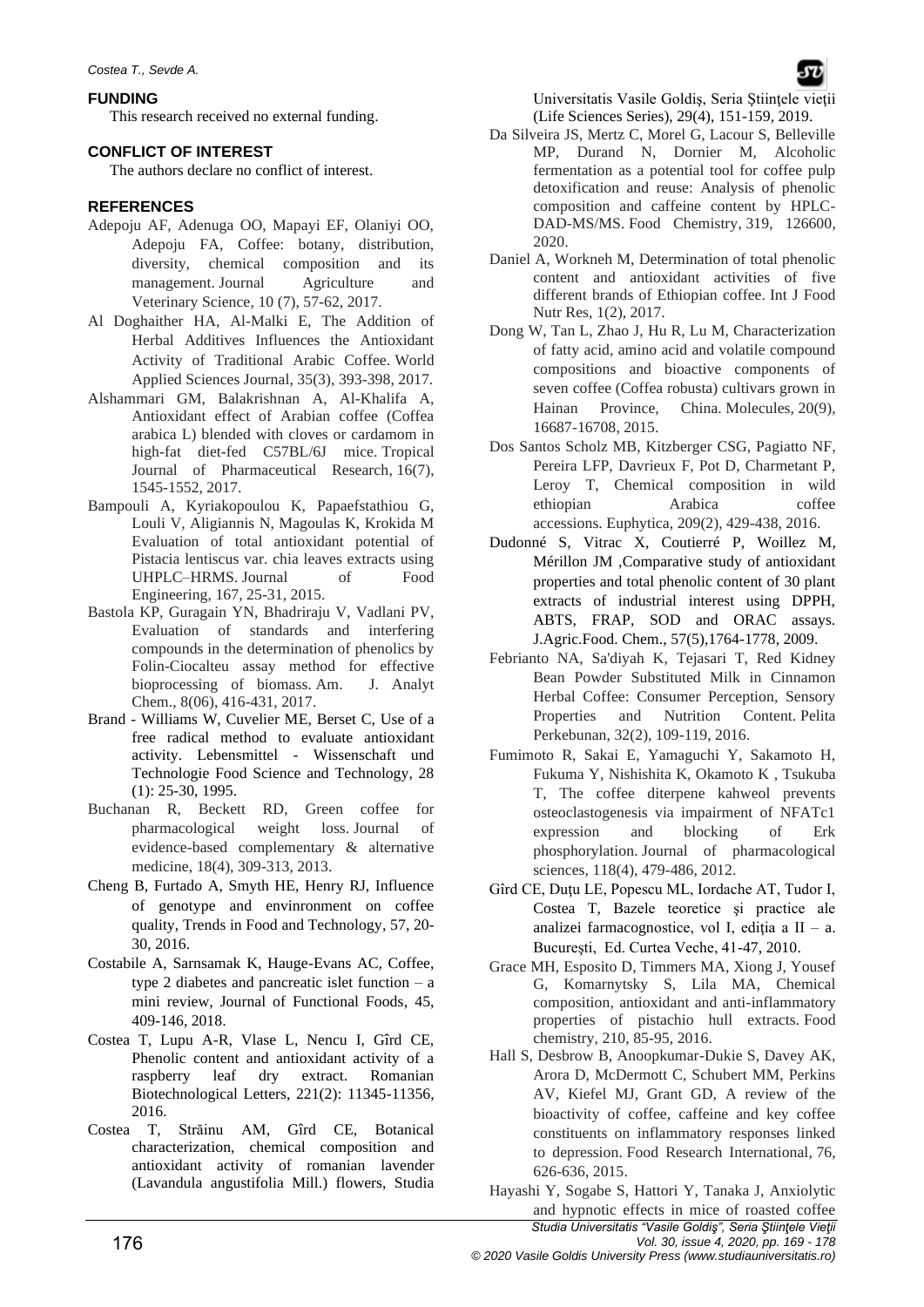## FUNDING

This research received no external funding.

## CONFLICT OF INTEREST

The authors declare no conflict of interest.

## REFERENCES

Adepoju AF, Adenuga OO, Mapayi EF, Olaniyi OO, Adepoju FA, Coffee: botany, distribution, diversity, chemical composition and its management. Journal Agriculture and Veterinary Science, 10 (7), 57-62, 2017.

Al Doghaither HA, Al-Malki E, The Addition of Herbal Additives Influences the Antioxidant Activity of Traditional Arabic Coffee. World Applied Sciences Journal, 35(3), 393-398, 2017.

Alshammari GM, Balakrishnan A, Al-Khalifa A, Antioxidant effect of Arabian coffee (Coffea arabica L) blended with cloves or cardamom in high-fat diet-fed C57BL/6J mice. Tropical Journal of Pharmaceutical Research, 16(7), 1545-1552, 2017.

Bampouli A, Kyriakopoulou K, Papaefstathiou G, Louli V, Aligiannis N, Magoulas K, Krokida M Evaluation of total antioxidant potential of Pistacia lentiscus var. chia leaves extracts using UHPLC–HRMS. Journal of Food Engineering, 167, 25-31, 2015.

Bastola KP, Guragain YN, Bhadriraju V, Vadlani PV, Evaluation of standards and interfering compounds in the determination of phenolics by Folin-Ciocalteu assay method for effective bioprocessing of biomass. Am. J. Analyt Chem., 8(06), 416-431, 2017.

Brand - Williams W, Cuvelier ME, Berset C, Use of a free radical method to evaluate antioxidant activity. Lebensmittel - Wissenschaft und Technologie Food Science and Technology, 28 (1): 25-30, 1995.

Buchanan R, Beckett RD, Green coffee for pharmacological weight loss. Journal of evidence-based complementary & alternative medicine, 18(4), 309-313, 2013.

Cheng B, Furtado A, Smyth HE, Henry RJ, Influence of genotype and envinronment on coffee quality, Trends in Food and Technology, 57, 20-30, 2016.

Costabile A, Sarnsamak K, Hauge-Evans AC, Coffee, type 2 diabetes and pancreatic islet function – a mini review, Journal of Functional Foods, 45, 409-146, 2018.

Costea T, Lupu A-R, Vlase L, Nencu I, Gîrd CE, Phenolic content and antioxidant activity of a raspberry leaf dry extract. Romanian Biotechnological Letters, 221(2): 11345-11356, 2016.

Costea T, Străinu AM, Gîrd CE, Botanical characterization, chemical composition and antioxidant activity of romanian lavender (Lavandula angustifolia Mill.) flowers, Studia Universitatis Vasile Goldiş, Seria Ştiinţele vieţii (Life Sciences Series), 29(4), 151-159, 2019.

Da Silveira JS, Mertz C, Morel G, Lacour S, Belleville MP, Durand N, Dornier M, Alcoholic fermentation as a potential tool for coffee pulp detoxification and reuse: Analysis of phenolic composition and caffeine content by HPLC-DAD-MS/MS. Food Chemistry, 319, 126600, 2020.

Daniel A, Workneh M, Determination of total phenolic content and antioxidant activities of five different brands of Ethiopian coffee. Int J Food Nutr Res, 1(2), 2017.

Dong W, Tan L, Zhao J, Hu R, Lu M, Characterization of fatty acid, amino acid and volatile compound compositions and bioactive components of seven coffee (Coffea robusta) cultivars grown in Hainan Province, China. Molecules, 20(9), 16687-16708, 2015.

Dos Santos Scholz MB, Kitzberger CSG, Pagiatto NF, Pereira LFP, Davrieux F, Pot D, Charmetant P, Leroy T, Chemical composition in wild ethiopian Arabica coffee accessions. Euphytica, 209(2), 429-438, 2016.

Dudonné S, Vitrac X, Coutierré P, Woillez M, Mérillon JM ,Comparative study of antioxidant properties and total phenolic content of 30 plant extracts of industrial interest using DPPH, ABTS, FRAP, SOD and ORAC assays. J.Agric.Food. Chem., 57(5),1764-1778, 2009.

Febrianto NA, Sa'diyah K, Tejasari T, Red Kidney Bean Powder Substituted Milk in Cinnamon Herbal Coffee: Consumer Perception, Sensory Properties and Nutrition Content. Pelita Perkebunan, 32(2), 109-119, 2016.

Fumimoto R, Sakai E, Yamaguchi Y, Sakamoto H, Fukuma Y, Nishishita K, Okamoto K , Tsukuba T, The coffee diterpene kahweol prevents osteoclastogenesis via impairment of NFATc1 expression and blocking of Erk phosphorylation. Journal of pharmacological sciences, 118(4), 479-486, 2012.

Gîrd CE, Duţu LE, Popescu ML, Iordache AT, Tudor I, Costea T, Bazele teoretice şi practice ale analizei pharmacognostice, vol I, ediţia a II – a. Bucureşti, Ed. Curtea Veche, 41-47, 2010.

Grace MH, Esposito D, Timmers MA, Xiong J, Yousef G, Komarnytsky S, Lila MA, Chemical composition, antioxidant and anti-inflammatory properties of pistachio hull extracts. Food chemistry, 210, 85-95, 2016.

Hall S, Desbrow B, Anoopkumar-Dukie S, Davey AK, Arora D, McDermott C, Schubert MM, Perkins AV, Kiefel MJ, Grant GD, A review of the bioactivity of coffee, caffeine and key coffee constituents on inflammatory responses linked to depression. Food Research International, 76, 626-636, 2015.

Hayashi Y, Sogabe S, Hattori Y, Tanaka J, Anxiolytic and hypnotic effects in mice of roasted coffee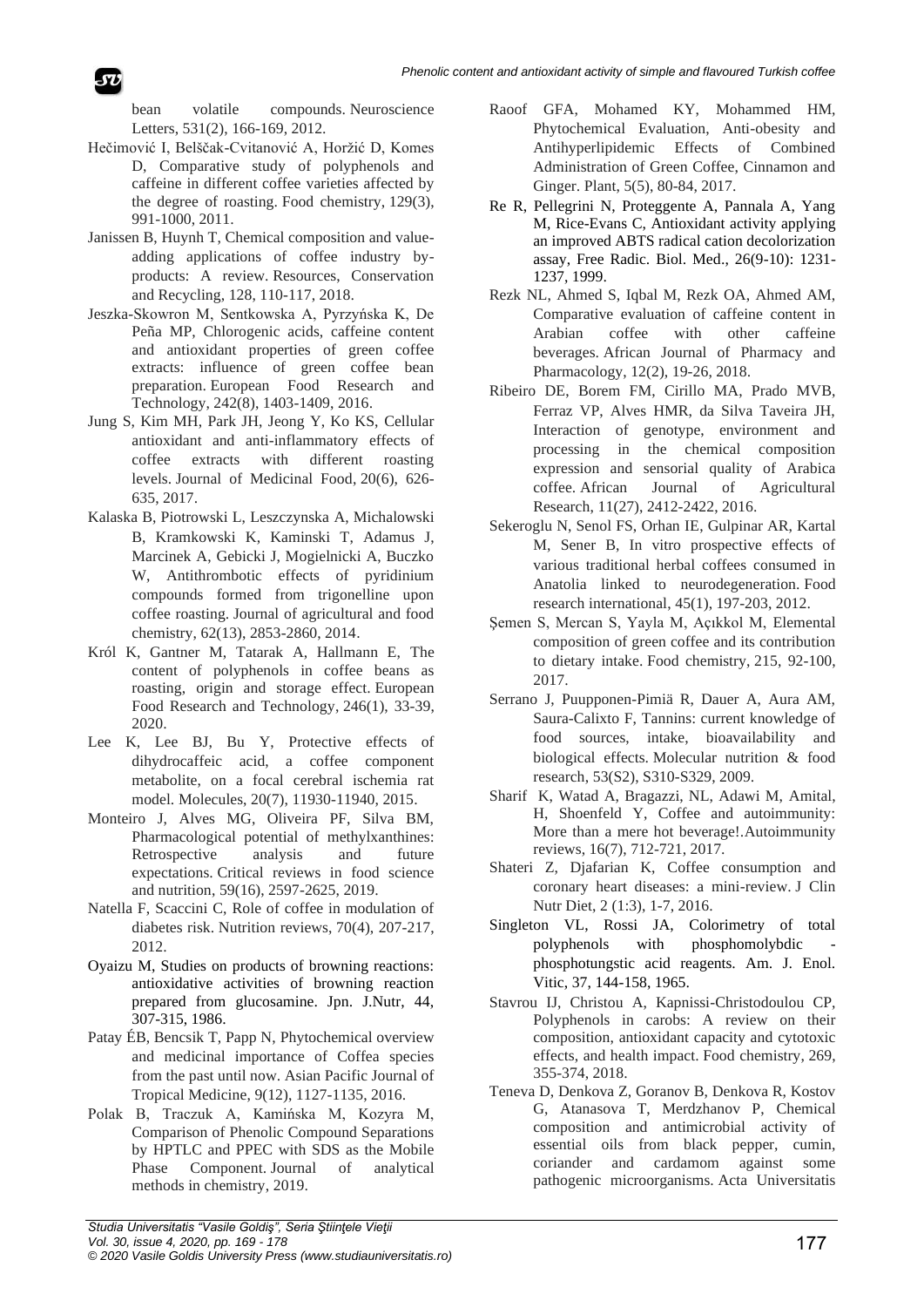bean volatile compounds. Neuroscience Letters, 531(2), 166-169, 2012.

Hečimović I, Belščak-Cvitanović A, Horžić D, Komes D, Comparative study of polyphenols and caffeine in different coffee varieties affected by the degree of roasting. Food chemistry, 129(3), 991-1000, 2011.

Janissen B, Huynh T, Chemical composition and value-adding applications of coffee industry by-products: A review. Resources, Conservation and Recycling, 128, 110-117, 2018.

Jeszka-Skowron M, Sentkowska A, Pyrzyńska K, De Peña MP, Chlorogenic acids, caffeine content and antioxidant properties of green coffee extracts: influence of green coffee bean preparation. European Food Research and Technology, 242(8), 1403-1409, 2016.

Jung S, Kim MH, Park JH, Jeong Y, Ko KS, Cellular antioxidant and anti-inflammatory effects of coffee extracts with different roasting levels. Journal of Medicinal Food, 20(6), 626-635, 2017.

Kalaska B, Piotrowski L, Leszczynska A, Michalowski B, Kramkowski K, Kaminski T, Adamus J, Marcinek A, Gebicki J, Mogielnicki A, Buczko W, Antithrombotic effects of pyridinium compounds formed from trigonelline upon coffee roasting. Journal of agricultural and food chemistry, 62(13), 2853-2860, 2014.

Król K, Gantner M, Tatarak A, Hallmann E, The content of polyphenols in coffee beans as roasting, origin and storage effect. European Food Research and Technology, 246(1), 33-39, 2020.

Lee K, Lee BJ, Bu Y, Protective effects of dihydrocaffeic acid, a coffee component metabolite, on a focal cerebral ischemia rat model. Molecules, 20(7), 11930-11940, 2015.

Monteiro J, Alves MG, Oliveira PF, Silva BM, Pharmacological potential of methylxanthines: Retrospective analysis and future expectations. Critical reviews in food science and nutrition, 59(16), 2597-2625, 2019.

Natella F, Scaccini C, Role of coffee in modulation of diabetes risk. Nutrition reviews, 70(4), 207-217, 2012.

Oyaizu M, Studies on products of browning reactions: antioxidative activities of browning reaction prepared from glucosamine. Jpn. J.Nutr, 44, 307-315, 1986.

Patay ÉB, Bencsik T, Papp N, Phytochemical overview and medicinal importance of Coffea species from the past until now. Asian Pacific Journal of Tropical Medicine, 9(12), 1127-1135, 2016.

Polak B, Traczuk A, Kamińska M, Kozyra M, Comparison of Phenolic Compound Separations by HPTLC and PPEC with SDS as the Mobile Phase Component. Journal of analytical methods in chemistry, 2019.

Raoof GFA, Mohamed KY, Mohammed HM, Phytochemical Evaluation, Anti-obesity and Antihyperlipidemic Effects of Combined Administration of Green Coffee, Cinnamon and Ginger. Plant, 5(5), 80-84, 2017.

Re R, Pellegrini N, Proteggente A, Pannala A, Yang M, Rice-Evans C, Antioxidant activity applying an improved ABTS radical cation decolorization assay, Free Radic. Biol. Med., 26(9-10): 1231-1237, 1999.

Rezk NL, Ahmed S, Iqbal M, Rezk OA, Ahmed AM, Comparative evaluation of caffeine content in Arabian coffee with other caffeine beverages. African Journal of Pharmacy and Pharmacology, 12(2), 19-26, 2018.

Ribeiro DE, Borem FM, Cirillo MA, Prado MVB, Ferraz VP, Alves HMR, da Silva Taveira JH, Interaction of genotype, environment and processing in the chemical composition expression and sensorial quality of Arabica coffee. African Journal of Agricultural Research, 11(27), 2412-2422, 2016.

Sekeroglu N, Senol FS, Orhan IE, Gulpinar AR, Kartal M, Sener B, In vitro prospective effects of various traditional herbal coffees consumed in Anatolia linked to neurodegeneration. Food research international, 45(1), 197-203, 2012.

Şemen S, Mercan S, Yayla M, Açıkkol M, Elemental composition of green coffee and its contribution to dietary intake. Food chemistry, 215, 92-100, 2017.

Serrano J, Puupponen-Pimiä R, Dauer A, Aura AM, Saura-Calixto F, Tannins: current knowledge of food sources, intake, bioavailability and biological effects. Molecular nutrition & food research, 53(S2), S310-S329, 2009.

Sharif K, Watad A, Bragazzi, NL, Adawi M, Amital, H, Shoenfeld Y, Coffee and autoimmunity: More than a mere hot beverage!.Autoimmunity reviews, 16(7), 712-721, 2017.

Shateri Z, Djafarian K, Coffee consumption and coronary heart diseases: a mini-review. J Clin Nutr Diet, 2 (1:3), 1-7, 2016.

Singleton VL, Rossi JA, Colorimetry of total polyphenols with phosphomolybdic - phosphotungstic acid reagents. Am. J. Enol. Vitic, 37, 144-158, 1965.

Stavrou IJ, Christou A, Kapnissi-Christodoulou CP, Polyphenols in carobs: A review on their composition, antioxidant capacity and cytotoxic effects, and health impact. Food chemistry, 269, 355-374, 2018.

Teneva D, Denkova Z, Goranov B, Denkova R, Kostov G, Atanasova T, Merdzhanov P, Chemical composition and antimicrobial activity of essential oils from black pepper, cumin, coriander and cardamom against some pathogenic microorganisms. Acta Universitatis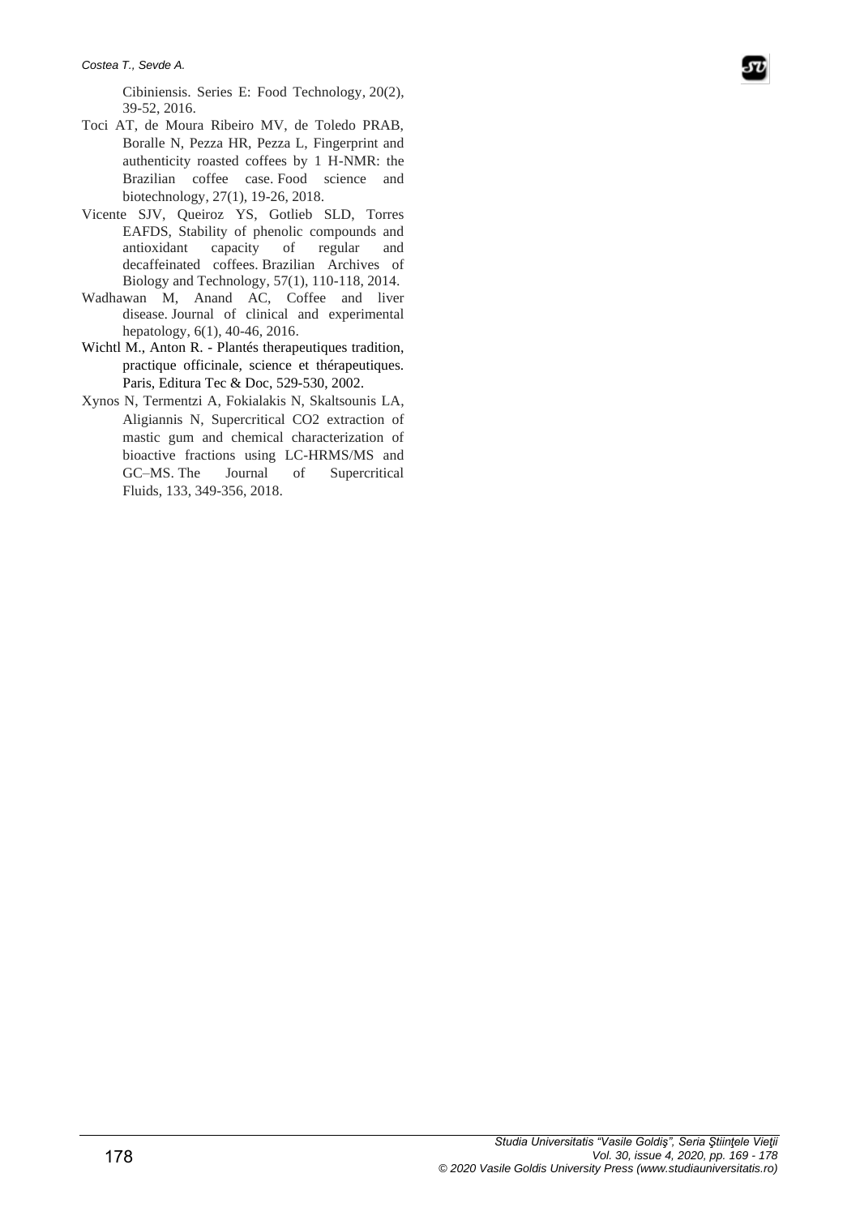Cibiniensis. Series E: Food Technology, 20(2), 39-52, 2016.

Toci AT, de Moura Ribeiro MV, de Toledo PRAB, Boralle N, Pezza HR, Pezza L, Fingerprint and authenticity roasted coffees by 1 H-NMR: the Brazilian coffee case. Food science and biotechnology, 27(1), 19-26, 2018.

Vicente SJV, Queiroz YS, Gotlieb SLD, Torres EAFDS, Stability of phenolic compounds and antioxidant capacity of regular and decaffeinated coffees. Brazilian Archives of Biology and Technology, 57(1), 110-118, 2014.

Wadhawan M, Anand AC, Coffee and liver disease. Journal of clinical and experimental hepatology, 6(1), 40-46, 2016.

Wichtl M., Anton R. - Plantés therapeutiques tradition, practique officinale, science et thérapeutiques. Paris, Editura Tec & Doc, 529-530, 2002.

Xynos N, Termentzi A, Fokialakis N, Skaltsounis LA, Aligiannis N, Supercritical CO2 extraction of mastic gum and chemical characterization of bioactive fractions using LC-HRMS/MS and GC–MS. The Journal of Supercritical Fluids, 133, 349-356, 2018.